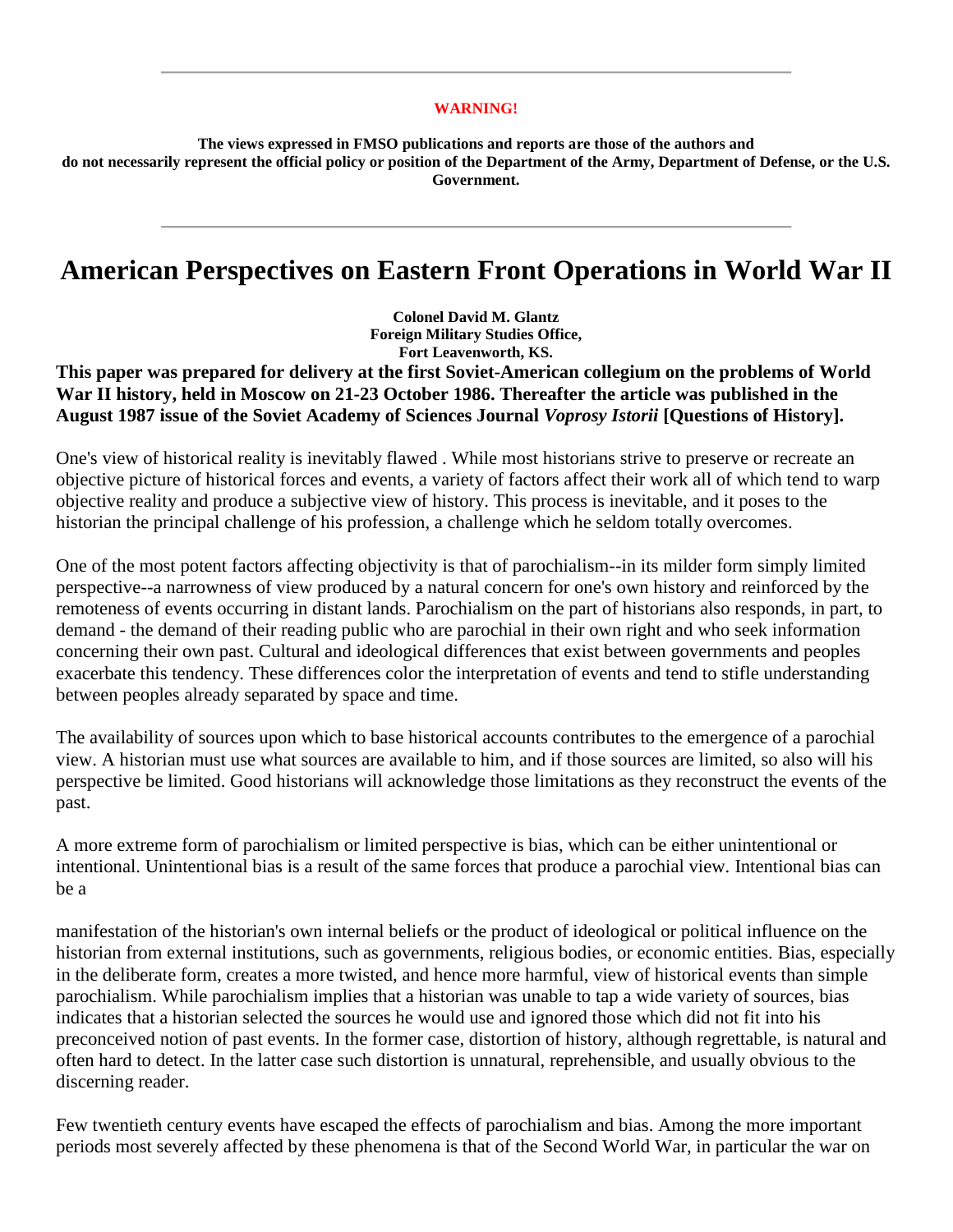**WARNING!**

**The views expressed in FMSO publications and reports are those of the authors and do not necessarily represent the official policy or position of the Department of the Army, Department of Defense, or the U.S. Government.**

---

# American Perspectives on Eastern Front Operations in World War II

**Colonel David M. Glantz**
**Foreign Military Studies Office,**
**Fort Leavenworth, KS.**

**This paper was prepared for delivery at the first Soviet-American collegium on the problems of World War II history, held in Moscow on 21-23 October 1986. Thereafter the article was published in the August 1987 issue of the Soviet Academy of Sciences Journal *Voprosy Istorii* [Questions of History].**

One's view of historical reality is inevitably flawed . While most historians strive to preserve or recreate an objective picture of historical forces and events, a variety of factors affect their work all of which tend to warp objective reality and produce a subjective view of history. This process is inevitable, and it poses to the historian the principal challenge of his profession, a challenge which he seldom totally overcomes.

One of the most potent factors affecting objectivity is that of parochialism--in its milder form simply limited perspective--a narrowness of view produced by a natural concern for one's own history and reinforced by the remoteness of events occurring in distant lands. Parochialism on the part of historians also responds, in part, to demand - the demand of their reading public who are parochial in their own right and who seek information concerning their own past. Cultural and ideological differences that exist between governments and peoples exacerbate this tendency. These differences color the interpretation of events and tend to stifle understanding between peoples already separated by space and time.

The availability of sources upon which to base historical accounts contributes to the emergence of a parochial view. A historian must use what sources are available to him, and if those sources are limited, so also will his perspective be limited. Good historians will acknowledge those limitations as they reconstruct the events of the past.

A more extreme form of parochialism or limited perspective is bias, which can be either unintentional or intentional. Unintentional bias is a result of the same forces that produce a parochial view. Intentional bias can be a manifestation of the historian's own internal beliefs or the product of ideological or political influence on the historian from external institutions, such as governments, religious bodies, or economic entities. Bias, especially in the deliberate form, creates a more twisted, and hence more harmful, view of historical events than simple parochialism. While parochialism implies that a historian was unable to tap a wide variety of sources, bias indicates that a historian selected the sources he would use and ignored those which did not fit into his preconceived notion of past events. In the former case, distortion of history, although regrettable, is natural and often hard to detect. In the latter case such distortion is unnatural, reprehensible, and usually obvious to the discerning reader.

Few twentieth century events have escaped the effects of parochialism and bias. Among the more important periods most severely affected by these phenomena is that of the Second World War, in particular the war on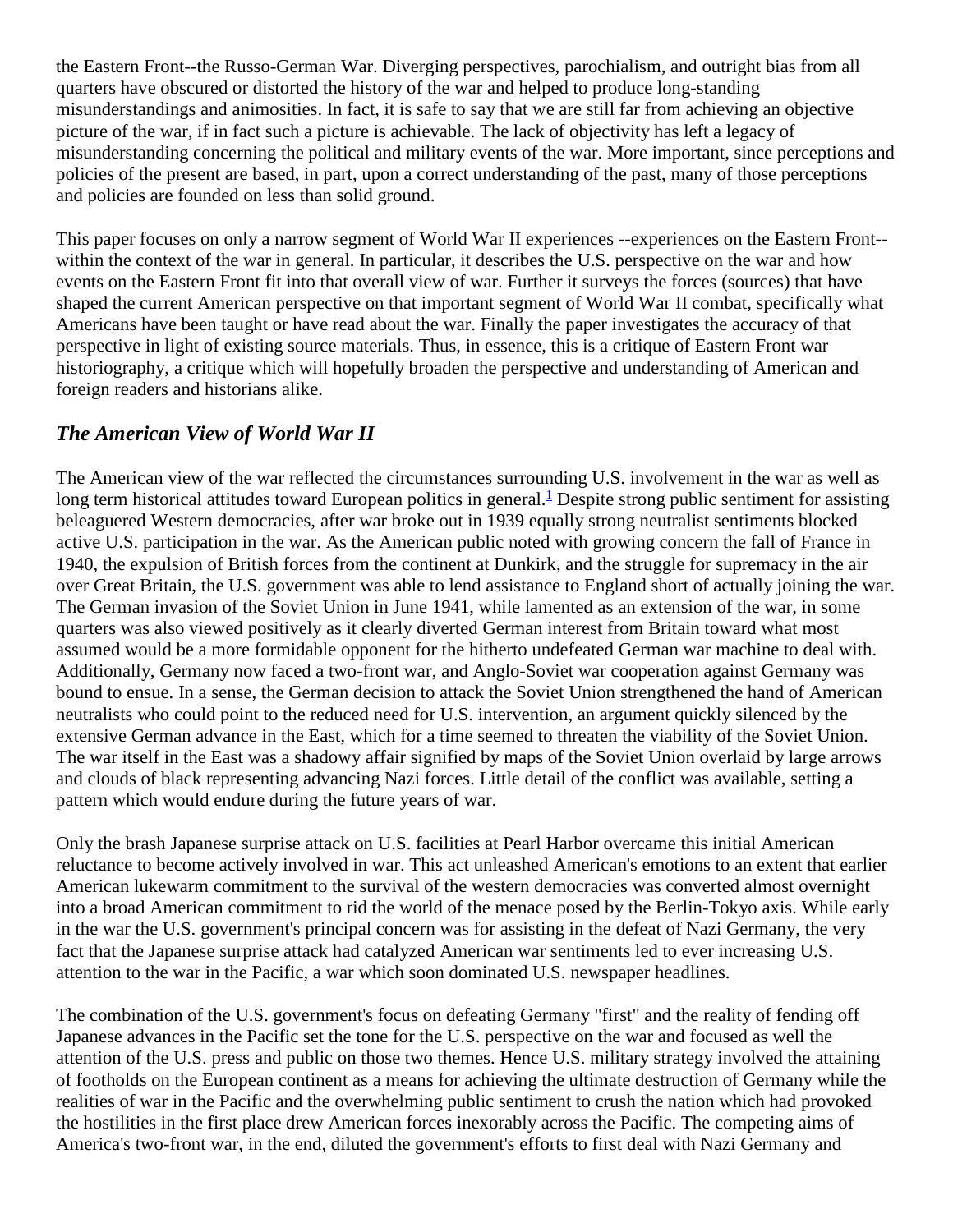the Eastern Front--the Russo-German War. Diverging perspectives, parochialism, and outright bias from all quarters have obscured or distorted the history of the war and helped to produce long-standing misunderstandings and animosities. In fact, it is safe to say that we are still far from achieving an objective picture of the war, if in fact such a picture is achievable. The lack of objectivity has left a legacy of misunderstanding concerning the political and military events of the war. More important, since perceptions and policies of the present are based, in part, upon a correct understanding of the past, many of those perceptions and policies are founded on less than solid ground.

This paper focuses on only a narrow segment of World War II experiences --experiences on the Eastern Front-- within the context of the war in general. In particular, it describes the U.S. perspective on the war and how events on the Eastern Front fit into that overall view of war. Further it surveys the forces (sources) that have shaped the current American perspective on that important segment of World War II combat, specifically what Americans have been taught or have read about the war. Finally the paper investigates the accuracy of that perspective in light of existing source materials. Thus, in essence, this is a critique of Eastern Front war historiography, a critique which will hopefully broaden the perspective and understanding of American and foreign readers and historians alike.

## *The American View of World War II*

The American view of the war reflected the circumstances surrounding U.S. involvement in the war as well as long term historical attitudes toward European politics in general.[1] Despite strong public sentiment for assisting beleaguered Western democracies, after war broke out in 1939 equally strong neutralist sentiments blocked active U.S. participation in the war. As the American public noted with growing concern the fall of France in 1940, the expulsion of British forces from the continent at Dunkirk, and the struggle for supremacy in the air over Great Britain, the U.S. government was able to lend assistance to England short of actually joining the war. The German invasion of the Soviet Union in June 1941, while lamented as an extension of the war, in some quarters was also viewed positively as it clearly diverted German interest from Britain toward what most assumed would be a more formidable opponent for the hitherto undefeated German war machine to deal with. Additionally, Germany now faced a two-front war, and Anglo-Soviet war cooperation against Germany was bound to ensue. In a sense, the German decision to attack the Soviet Union strengthened the hand of American neutralists who could point to the reduced need for U.S. intervention, an argument quickly silenced by the extensive German advance in the East, which for a time seemed to threaten the viability of the Soviet Union. The war itself in the East was a shadowy affair signified by maps of the Soviet Union overlaid by large arrows and clouds of black representing advancing Nazi forces. Little detail of the conflict was available, setting a pattern which would endure during the future years of war.

Only the brash Japanese surprise attack on U.S. facilities at Pearl Harbor overcame this initial American reluctance to become actively involved in war. This act unleashed American's emotions to an extent that earlier American lukewarm commitment to the survival of the western democracies was converted almost overnight into a broad American commitment to rid the world of the menace posed by the Berlin-Tokyo axis. While early in the war the U.S. government's principal concern was for assisting in the defeat of Nazi Germany, the very fact that the Japanese surprise attack had catalyzed American war sentiments led to ever increasing U.S. attention to the war in the Pacific, a war which soon dominated U.S. newspaper headlines.

The combination of the U.S. government's focus on defeating Germany "first" and the reality of fending off Japanese advances in the Pacific set the tone for the U.S. perspective on the war and focused as well the attention of the U.S. press and public on those two themes. Hence U.S. military strategy involved the attaining of footholds on the European continent as a means for achieving the ultimate destruction of Germany while the realities of war in the Pacific and the overwhelming public sentiment to crush the nation which had provoked the hostilities in the first place drew American forces inexorably across the Pacific. The competing aims of America's two-front war, in the end, diluted the government's efforts to first deal with Nazi Germany and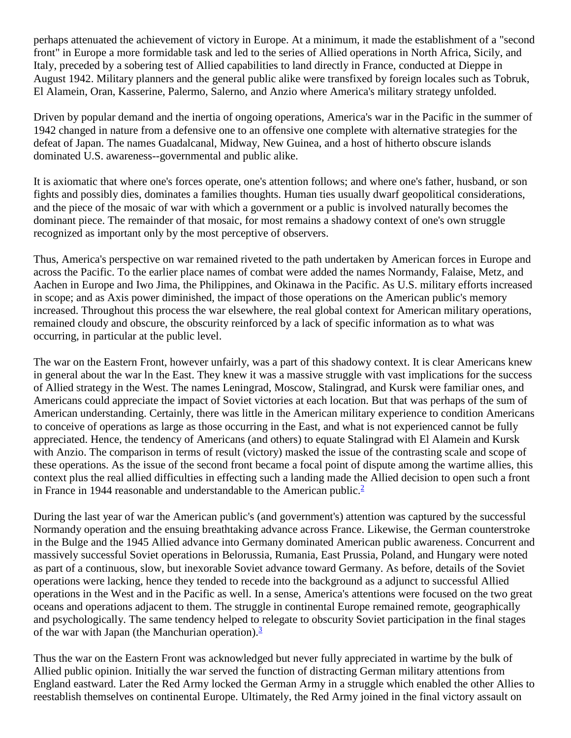perhaps attenuated the achievement of victory in Europe. At a minimum, it made the establishment of a "second front" in Europe a more formidable task and led to the series of Allied operations in North Africa, Sicily, and Italy, preceded by a sobering test of Allied capabilities to land directly in France, conducted at Dieppe in August 1942. Military planners and the general public alike were transfixed by foreign locales such as Tobruk, El Alamein, Oran, Kasserine, Palermo, Salerno, and Anzio where America's military strategy unfolded.

Driven by popular demand and the inertia of ongoing operations, America's war in the Pacific in the summer of 1942 changed in nature from a defensive one to an offensive one complete with alternative strategies for the defeat of Japan. The names Guadalcanal, Midway, New Guinea, and a host of hitherto obscure islands dominated U.S. awareness--governmental and public alike.

It is axiomatic that where one's forces operate, one's attention follows; and where one's father, husband, or son fights and possibly dies, dominates a families thoughts. Human ties usually dwarf geopolitical considerations, and the piece of the mosaic of war with which a government or a public is involved naturally becomes the dominant piece. The remainder of that mosaic, for most remains a shadowy context of one's own struggle recognized as important only by the most perceptive of observers.

Thus, America's perspective on war remained riveted to the path undertaken by American forces in Europe and across the Pacific. To the earlier place names of combat were added the names Normandy, Falaise, Metz, and Aachen in Europe and Iwo Jima, the Philippines, and Okinawa in the Pacific. As U.S. military efforts increased in scope; and as Axis power diminished, the impact of those operations on the American public's memory increased. Throughout this process the war elsewhere, the real global context for American military operations, remained cloudy and obscure, the obscurity reinforced by a lack of specific information as to what was occurring, in particular at the public level.

The war on the Eastern Front, however unfairly, was a part of this shadowy context. It is clear Americans knew in general about the war ln the East. They knew it was a massive struggle with vast implications for the success of Allied strategy in the West. The names Leningrad, Moscow, Stalingrad, and Kursk were familiar ones, and Americans could appreciate the impact of Soviet victories at each location. But that was perhaps of the sum of American understanding. Certainly, there was little in the American military experience to condition Americans to conceive of operations as large as those occurring in the East, and what is not experienced cannot be fully appreciated. Hence, the tendency of Americans (and others) to equate Stalingrad with El Alamein and Kursk with Anzio. The comparison in terms of result (victory) masked the issue of the contrasting scale and scope of these operations. As the issue of the second front became a focal point of dispute among the wartime allies, this context plus the real allied difficulties in effecting such a landing made the Allied decision to open such a front in France in 1944 reasonable and understandable to the American public.[2]

During the last year of war the American public's (and government's) attention was captured by the successful Normandy operation and the ensuing breathtaking advance across France. Likewise, the German counterstroke in the Bulge and the 1945 Allied advance into Germany dominated American public awareness. Concurrent and massively successful Soviet operations in Belorussia, Rumania, East Prussia, Poland, and Hungary were noted as part of a continuous, slow, but inexorable Soviet advance toward Germany. As before, details of the Soviet operations were lacking, hence they tended to recede into the background as a adjunct to successful Allied operations in the West and in the Pacific as well. In a sense, America's attentions were focused on the two great oceans and operations adjacent to them. The struggle in continental Europe remained remote, geographically and psychologically. The same tendency helped to relegate to obscurity Soviet participation in the final stages of the war with Japan (the Manchurian operation).[3]

Thus the war on the Eastern Front was acknowledged but never fully appreciated in wartime by the bulk of Allied public opinion. Initially the war served the function of distracting German military attentions from England eastward. Later the Red Army locked the German Army in a struggle which enabled the other Allies to reestablish themselves on continental Europe. Ultimately, the Red Army joined in the final victory assault on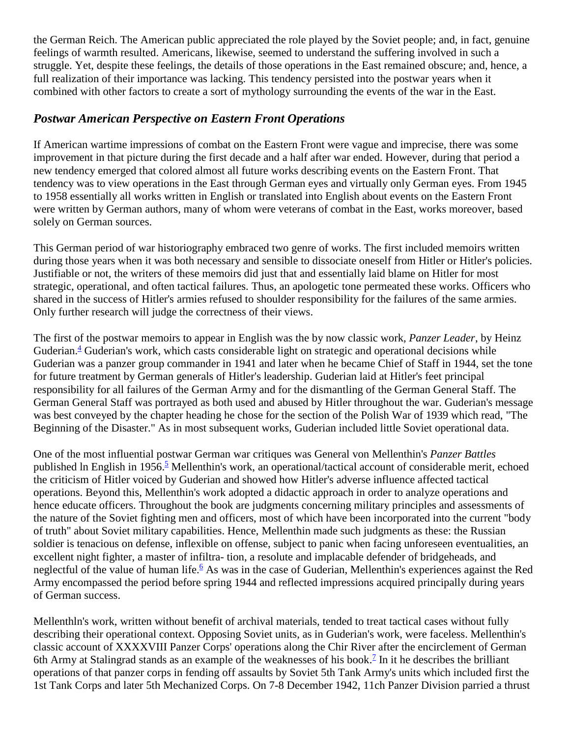the German Reich. The American public appreciated the role played by the Soviet people; and, in fact, genuine feelings of warmth resulted. Americans, likewise, seemed to understand the suffering involved in such a struggle. Yet, despite these feelings, the details of those operations in the East remained obscure; and, hence, a full realization of their importance was lacking. This tendency persisted into the postwar years when it combined with other factors to create a sort of mythology surrounding the events of the war in the East.

### *Postwar American Perspective on Eastern Front Operations*

If American wartime impressions of combat on the Eastern Front were vague and imprecise, there was some improvement in that picture during the first decade and a half after war ended. However, during that period a new tendency emerged that colored almost all future works describing events on the Eastern Front. That tendency was to view operations in the East through German eyes and virtually only German eyes. From 1945 to 1958 essentially all works written in English or translated into English about events on the Eastern Front were written by German authors, many of whom were veterans of combat in the East, works moreover, based solely on German sources.

This German period of war historiography embraced two genre of works. The first included memoirs written during those years when it was both necessary and sensible to dissociate oneself from Hitler or Hitler's policies. Justifiable or not, the writers of these memoirs did just that and essentially laid blame on Hitler for most strategic, operational, and often tactical failures. Thus, an apologetic tone permeated these works. Officers who shared in the success of Hitler's armies refused to shoulder responsibility for the failures of the same armies. Only further research will judge the correctness of their views.

The first of the postwar memoirs to appear in English was the by now classic work, *Panzer Leader*, by Heinz Guderian.[4] Guderian's work, which casts considerable light on strategic and operational decisions while Guderian was a panzer group commander in 1941 and later when he became Chief of Staff in 1944, set the tone for future treatment by German generals of Hitler's leadership. Guderian laid at Hitler's feet principal responsibility for all failures of the German Army and for the dismantling of the German General Staff. The German General Staff was portrayed as both used and abused by Hitler throughout the war. Guderian's message was best conveyed by the chapter heading he chose for the section of the Polish War of 1939 which read, "The Beginning of the Disaster." As in most subsequent works, Guderian included little Soviet operational data.

One of the most influential postwar German war critiques was General von Mellenthin's *Panzer Battles* published ln English in 1956.[5] Mellenthin's work, an operational/tactical account of considerable merit, echoed the criticism of Hitler voiced by Guderian and showed how Hitler's adverse influence affected tactical operations. Beyond this, Mellenthin's work adopted a didactic approach in order to analyze operations and hence educate officers. Throughout the book are judgments concerning military principles and assessments of the nature of the Soviet fighting men and officers, most of which have been incorporated into the current "body of truth" about Soviet military capabilities. Hence, Mellenthin made such judgments as these: the Russian soldier is tenacious on defense, inflexible on offense, subject to panic when facing unforeseen eventualities, an excellent night fighter, a master of infiltra- tion, a resolute and implacable defender of bridgeheads, and neglectful of the value of human life.[6] As was in the case of Guderian, Mellenthin's experiences against the Red Army encompassed the period before spring 1944 and reflected impressions acquired principally during years of German success.

Mellenthln's work, written without benefit of archival materials, tended to treat tactical cases without fully describing their operational context. Opposing Soviet units, as in Guderian's work, were faceless. Mellenthin's classic account of XXXXVIII Panzer Corps' operations along the Chir River after the encirclement of German 6th Army at Stalingrad stands as an example of the weaknesses of his book.[7] In it he describes the brilliant operations of that panzer corps in fending off assaults by Soviet 5th Tank Army's units which included first the 1st Tank Corps and later 5th Mechanized Corps. On 7-8 December 1942, 11ch Panzer Division parried a thrust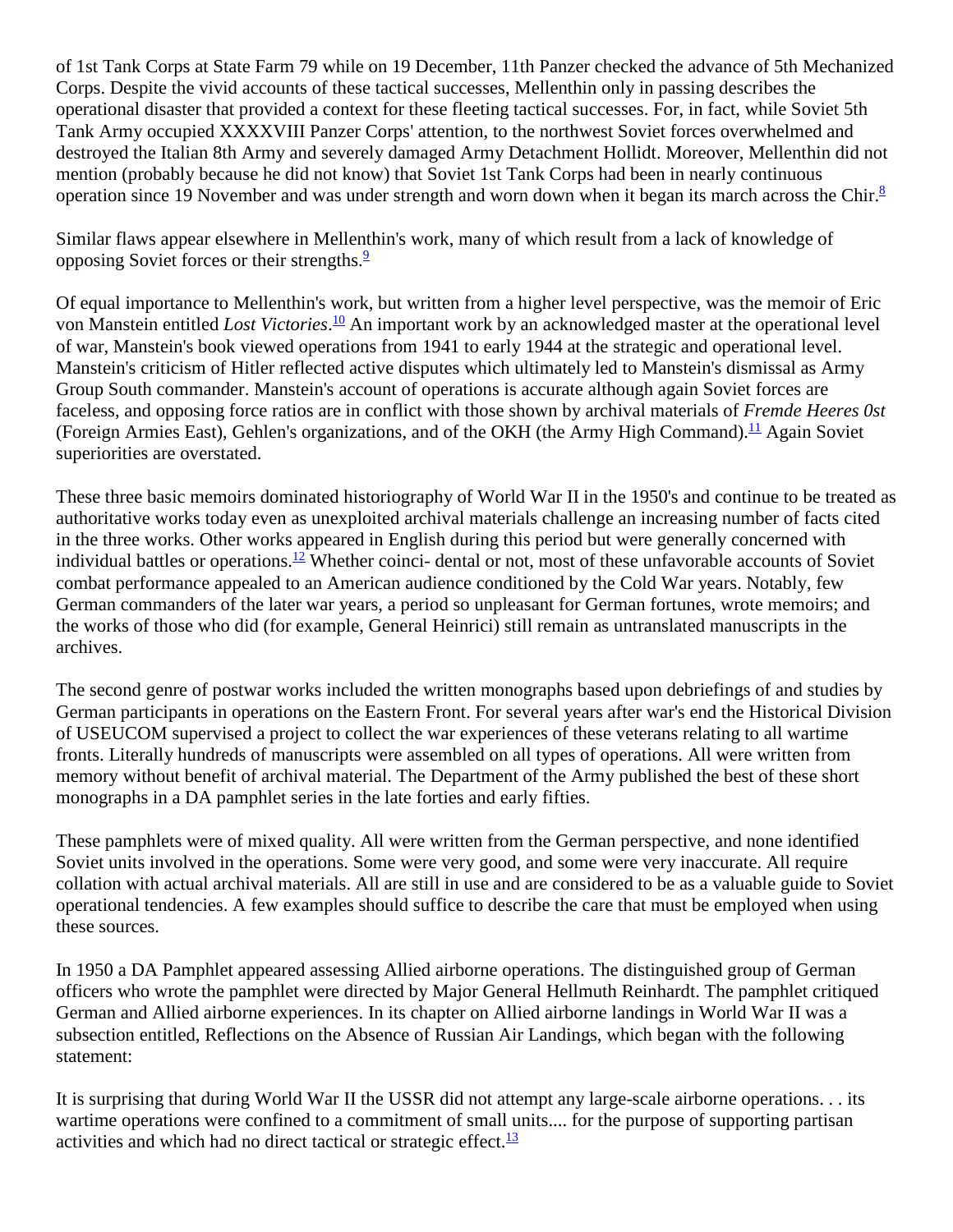of 1st Tank Corps at State Farm 79 while on 19 December, 11th Panzer checked the advance of 5th Mechanized Corps. Despite the vivid accounts of these tactical successes, Mellenthin only in passing describes the operational disaster that provided a context for these fleeting tactical successes. For, in fact, while Soviet 5th Tank Army occupied XXXXVIII Panzer Corps' attention, to the northwest Soviet forces overwhelmed and destroyed the Italian 8th Army and severely damaged Army Detachment Hollidt. Moreover, Mellenthin did not mention (probably because he did not know) that Soviet 1st Tank Corps had been in nearly continuous operation since 19 November and was under strength and worn down when it began its march across the Chir.[8]

Similar flaws appear elsewhere in Mellenthin's work, many of which result from a lack of knowledge of opposing Soviet forces or their strengths.[9]

Of equal importance to Mellenthin's work, but written from a higher level perspective, was the memoir of Eric von Manstein entitled *Lost Victories*.[10] An important work by an acknowledged master at the operational level of war, Manstein's book viewed operations from 1941 to early 1944 at the strategic and operational level. Manstein's criticism of Hitler reflected active disputes which ultimately led to Manstein's dismissal as Army Group South commander. Manstein's account of operations is accurate although again Soviet forces are faceless, and opposing force ratios are in conflict with those shown by archival materials of *Fremde Heeres 0st* (Foreign Armies East), Gehlen's organizations, and of the OKH (the Army High Command).[11] Again Soviet superiorities are overstated.

These three basic memoirs dominated historiography of World War II in the 1950's and continue to be treated as authoritative works today even as unexploited archival materials challenge an increasing number of facts cited in the three works. Other works appeared in English during this period but were generally concerned with individual battles or operations.[12] Whether coinci- dental or not, most of these unfavorable accounts of Soviet combat performance appealed to an American audience conditioned by the Cold War years. Notably, few German commanders of the later war years, a period so unpleasant for German fortunes, wrote memoirs; and the works of those who did (for example, General Heinrici) still remain as untranslated manuscripts in the archives.

The second genre of postwar works included the written monographs based upon debriefings of and studies by German participants in operations on the Eastern Front. For several years after war's end the Historical Division of USEUCOM supervised a project to collect the war experiences of these veterans relating to all wartime fronts. Literally hundreds of manuscripts were assembled on all types of operations. All were written from memory without benefit of archival material. The Department of the Army published the best of these short monographs in a DA pamphlet series in the late forties and early fifties.

These pamphlets were of mixed quality. All were written from the German perspective, and none identified Soviet units involved in the operations. Some were very good, and some were very inaccurate. All require collation with actual archival materials. All are still in use and are considered to be as a valuable guide to Soviet operational tendencies. A few examples should suffice to describe the care that must be employed when using these sources.

In 1950 a DA Pamphlet appeared assessing Allied airborne operations. The distinguished group of German officers who wrote the pamphlet were directed by Major General Hellmuth Reinhardt. The pamphlet critiqued German and Allied airborne experiences. In its chapter on Allied airborne landings in World War II was a subsection entitled, Reflections on the Absence of Russian Air Landings, which began with the following statement:

It is surprising that during World War II the USSR did not attempt any large-scale airborne operations. . . its wartime operations were confined to a commitment of small units.... for the purpose of supporting partisan activities and which had no direct tactical or strategic effect.[13]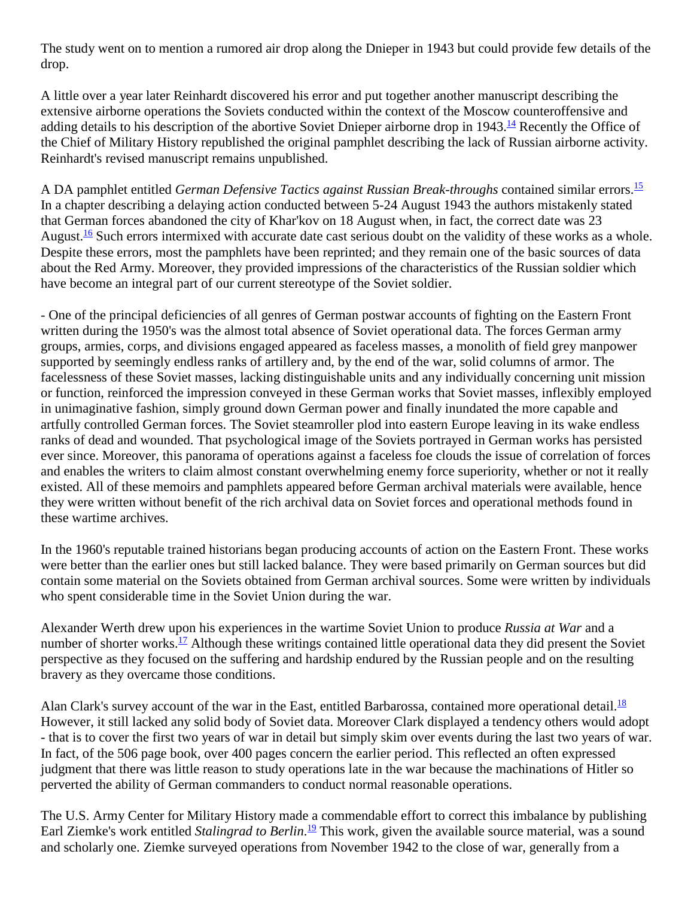The study went on to mention a rumored air drop along the Dnieper in 1943 but could provide few details of the drop.

A little over a year later Reinhardt discovered his error and put together another manuscript describing the extensive airborne operations the Soviets conducted within the context of the Moscow counteroffensive and adding details to his description of the abortive Soviet Dnieper airborne drop in 1943.[14] Recently the Office of the Chief of Military History republished the original pamphlet describing the lack of Russian airborne activity. Reinhardt's revised manuscript remains unpublished.

A DA pamphlet entitled *German Defensive Tactics against Russian Break-throughs* contained similar errors.[15] In a chapter describing a delaying action conducted between 5-24 August 1943 the authors mistakenly stated that German forces abandoned the city of Khar'kov on 18 August when, in fact, the correct date was 23 August.[16] Such errors intermixed with accurate date cast serious doubt on the validity of these works as a whole. Despite these errors, most the pamphlets have been reprinted; and they remain one of the basic sources of data about the Red Army. Moreover, they provided impressions of the characteristics of the Russian soldier which have become an integral part of our current stereotype of the Soviet soldier.

- One of the principal deficiencies of all genres of German postwar accounts of fighting on the Eastern Front written during the 1950's was the almost total absence of Soviet operational data. The forces German army groups, armies, corps, and divisions engaged appeared as faceless masses, a monolith of field grey manpower supported by seemingly endless ranks of artillery and, by the end of the war, solid columns of armor. The facelessness of these Soviet masses, lacking distinguishable units and any individually concerning unit mission or function, reinforced the impression conveyed in these German works that Soviet masses, inflexibly employed in unimaginative fashion, simply ground down German power and finally inundated the more capable and artfully controlled German forces. The Soviet steamroller plod into eastern Europe leaving in its wake endless ranks of dead and wounded. That psychological image of the Soviets portrayed in German works has persisted ever since. Moreover, this panorama of operations against a faceless foe clouds the issue of correlation of forces and enables the writers to claim almost constant overwhelming enemy force superiority, whether or not it really existed. All of these memoirs and pamphlets appeared before German archival materials were available, hence they were written without benefit of the rich archival data on Soviet forces and operational methods found in these wartime archives.

In the 1960's reputable trained historians began producing accounts of action on the Eastern Front. These works were better than the earlier ones but still lacked balance. They were based primarily on German sources but did contain some material on the Soviets obtained from German archival sources. Some were written by individuals who spent considerable time in the Soviet Union during the war.

Alexander Werth drew upon his experiences in the wartime Soviet Union to produce *Russia at War* and a number of shorter works.[17] Although these writings contained little operational data they did present the Soviet perspective as they focused on the suffering and hardship endured by the Russian people and on the resulting bravery as they overcame those conditions.

Alan Clark's survey account of the war in the East, entitled Barbarossa, contained more operational detail.[18] However, it still lacked any solid body of Soviet data. Moreover Clark displayed a tendency others would adopt - that is to cover the first two years of war in detail but simply skim over events during the last two years of war. In fact, of the 506 page book, over 400 pages concern the earlier period. This reflected an often expressed judgment that there was little reason to study operations late in the war because the machinations of Hitler so perverted the ability of German commanders to conduct normal reasonable operations.

The U.S. Army Center for Military History made a commendable effort to correct this imbalance by publishing Earl Ziemke's work entitled *Stalingrad to Berlin*.[19] This work, given the available source material, was a sound and scholarly one. Ziemke surveyed operations from November 1942 to the close of war, generally from a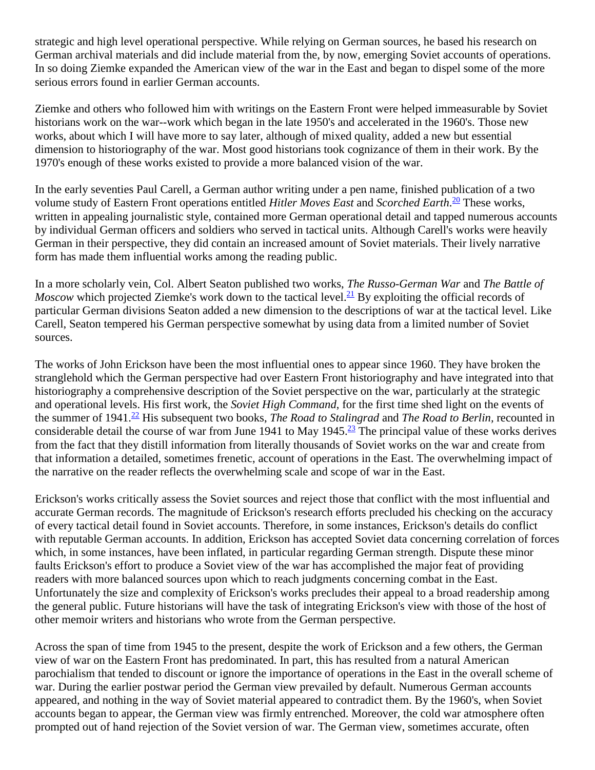strategic and high level operational perspective. While relying on German sources, he based his research on German archival materials and did include material from the, by now, emerging Soviet accounts of operations. In so doing Ziemke expanded the American view of the war in the East and began to dispel some of the more serious errors found in earlier German accounts.

Ziemke and others who followed him with writings on the Eastern Front were helped immeasurable by Soviet historians work on the war--work which began in the late 1950's and accelerated in the 1960's. Those new works, about which I will have more to say later, although of mixed quality, added a new but essential dimension to historiography of the war. Most good historians took cognizance of them in their work. By the 1970's enough of these works existed to provide a more balanced vision of the war.

In the early seventies Paul Carell, a German author writing under a pen name, finished publication of a two volume study of Eastern Front operations entitled *Hitler Moves East* and *Scorched Earth*.[20] These works, written in appealing journalistic style, contained more German operational detail and tapped numerous accounts by individual German officers and soldiers who served in tactical units. Although Carell's works were heavily German in their perspective, they did contain an increased amount of Soviet materials. Their lively narrative form has made them influential works among the reading public.

In a more scholarly vein, Col. Albert Seaton published two works, *The Russo-German War* and *The Battle of Moscow* which projected Ziemke's work down to the tactical level.[21] By exploiting the official records of particular German divisions Seaton added a new dimension to the descriptions of war at the tactical level. Like Carell, Seaton tempered his German perspective somewhat by using data from a limited number of Soviet sources.

The works of John Erickson have been the most influential ones to appear since 1960. They have broken the stranglehold which the German perspective had over Eastern Front historiography and have integrated into that historiography a comprehensive description of the Soviet perspective on the war, particularly at the strategic and operational levels. His first work, the *Soviet High Command*, for the first time shed light on the events of the summer of 1941.[22] His subsequent two books, *The Road to Stalingrad* and *The Road to Berlin,* recounted in considerable detail the course of war from June 1941 to May 1945.[23] The principal value of these works derives from the fact that they distill information from literally thousands of Soviet works on the war and create from that information a detailed, sometimes frenetic, account of operations in the East. The overwhelming impact of the narrative on the reader reflects the overwhelming scale and scope of war in the East.

Erickson's works critically assess the Soviet sources and reject those that conflict with the most influential and accurate German records. The magnitude of Erickson's research efforts precluded his checking on the accuracy of every tactical detail found in Soviet accounts. Therefore, in some instances, Erickson's details do conflict with reputable German accounts. In addition, Erickson has accepted Soviet data concerning correlation of forces which, in some instances, have been inflated, in particular regarding German strength. Dispute these minor faults Erickson's effort to produce a Soviet view of the war has accomplished the major feat of providing readers with more balanced sources upon which to reach judgments concerning combat in the East. Unfortunately the size and complexity of Erickson's works precludes their appeal to a broad readership among the general public. Future historians will have the task of integrating Erickson's view with those of the host of other memoir writers and historians who wrote from the German perspective.

Across the span of time from 1945 to the present, despite the work of Erickson and a few others, the German view of war on the Eastern Front has predominated. In part, this has resulted from a natural American parochialism that tended to discount or ignore the importance of operations in the East in the overall scheme of war. During the earlier postwar period the German view prevailed by default. Numerous German accounts appeared, and nothing in the way of Soviet material appeared to contradict them. By the 1960's, when Soviet accounts began to appear, the German view was firmly entrenched. Moreover, the cold war atmosphere often prompted out of hand rejection of the Soviet version of war. The German view, sometimes accurate, often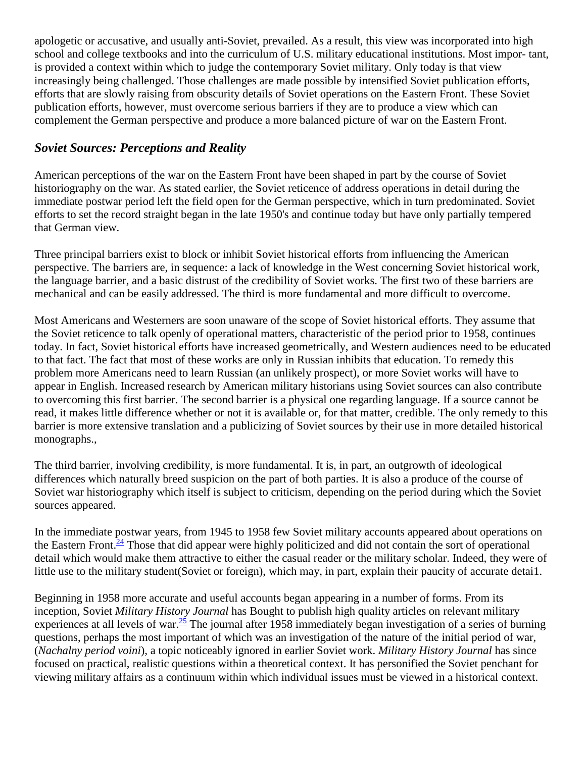apologetic or accusative, and usually anti-Soviet, prevailed. As a result, this view was incorporated into high school and college textbooks and into the curriculum of U.S. military educational institutions. Most impor- tant, is provided a context within which to judge the contemporary Soviet military. Only today is that view increasingly being challenged. Those challenges are made possible by intensified Soviet publication efforts, efforts that are slowly raising from obscurity details of Soviet operations on the Eastern Front. These Soviet publication efforts, however, must overcome serious barriers if they are to produce a view which can complement the German perspective and produce a more balanced picture of war on the Eastern Front.

## *Soviet Sources: Perceptions and Reality*

American perceptions of the war on the Eastern Front have been shaped in part by the course of Soviet historiography on the war. As stated earlier, the Soviet reticence of address operations in detail during the immediate postwar period left the field open for the German perspective, which in turn predominated. Soviet efforts to set the record straight began in the late 1950's and continue today but have only partially tempered that German view.

Three principal barriers exist to block or inhibit Soviet historical efforts from influencing the American perspective. The barriers are, in sequence: a lack of knowledge in the West concerning Soviet historical work, the language barrier, and a basic distrust of the credibility of Soviet works. The first two of these barriers are mechanical and can be easily addressed. The third is more fundamental and more difficult to overcome.

Most Americans and Westerners are soon unaware of the scope of Soviet historical efforts. They assume that the Soviet reticence to talk openly of operational matters, characteristic of the period prior to 1958, continues today. In fact, Soviet historical efforts have increased geometrically, and Western audiences need to be educated to that fact. The fact that most of these works are only in Russian inhibits that education. To remedy this problem more Americans need to learn Russian (an unlikely prospect), or more Soviet works will have to appear in English. Increased research by American military historians using Soviet sources can also contribute to overcoming this first barrier. The second barrier is a physical one regarding language. If a source cannot be read, it makes little difference whether or not it is available or, for that matter, credible. The only remedy to this barrier is more extensive translation and a publicizing of Soviet sources by their use in more detailed historical monographs.,

The third barrier, involving credibility, is more fundamental. It is, in part, an outgrowth of ideological differences which naturally breed suspicion on the part of both parties. It is also a produce of the course of Soviet war historiography which itself is subject to criticism, depending on the period during which the Soviet sources appeared.

In the immediate postwar years, from 1945 to 1958 few Soviet military accounts appeared about operations on the Eastern Front.[24] Those that did appear were highly politicized and did not contain the sort of operational detail which would make them attractive to either the casual reader or the military scholar. Indeed, they were of little use to the military student(Soviet or foreign), which may, in part, explain their paucity of accurate detai1.

Beginning in 1958 more accurate and useful accounts began appearing in a number of forms. From its inception, Soviet *Military History Journal* has Bought to publish high quality articles on relevant military experiences at all levels of war.[25] The journal after 1958 immediately began investigation of a series of burning questions, perhaps the most important of which was an investigation of the nature of the initial period of war, (*Nachalny period voini*), a topic noticeably ignored in earlier Soviet work. *Military History Journal* has since focused on practical, realistic questions within a theoretical context. It has personified the Soviet penchant for viewing military affairs as a continuum within which individual issues must be viewed in a historical context.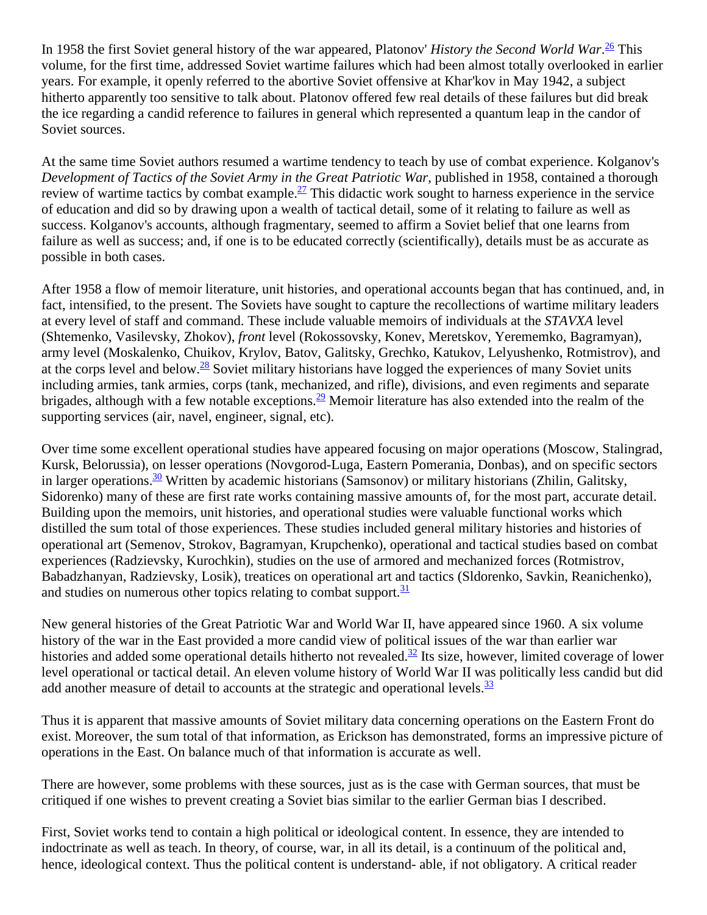In 1958 the first Soviet general history of the war appeared, Platonov' *History the Second World War*.[26] This volume, for the first time, addressed Soviet wartime failures which had been almost totally overlooked in earlier years. For example, it openly referred to the abortive Soviet offensive at Khar'kov in May 1942, a subject hitherto apparently too sensitive to talk about. Platonov offered few real details of these failures but did break the ice regarding a candid reference to failures in general which represented a quantum leap in the candor of Soviet sources.

At the same time Soviet authors resumed a wartime tendency to teach by use of combat experience. Kolganov's *Development of Tactics of the Soviet Army in the Great Patriotic War*, published in 1958, contained a thorough review of wartime tactics by combat example.[27] This didactic work sought to harness experience in the service of education and did so by drawing upon a wealth of tactical detail, some of it relating to failure as well as success. Kolganov's accounts, although fragmentary, seemed to affirm a Soviet belief that one learns from failure as well as success; and, if one is to be educated correctly (scientifically), details must be as accurate as possible in both cases.

After 1958 a flow of memoir literature, unit histories, and operational accounts began that has continued, and, in fact, intensified, to the present. The Soviets have sought to capture the recollections of wartime military leaders at every level of staff and command. These include valuable memoirs of individuals at the *STAVXA* level (Shtemenko, Vasilevsky, Zhokov), *front* level (Rokossovsky, Konev, Meretskov, Yerememko, Bagramyan), army level (Moskalenko, Chuikov, Krylov, Batov, Galitsky, Grechko, Katukov, Lelyushenko, Rotmistrov), and at the corps level and below.[28] Soviet military historians have logged the experiences of many Soviet units including armies, tank armies, corps (tank, mechanized, and rifle), divisions, and even regiments and separate brigades, although with a few notable exceptions.[29] Memoir literature has also extended into the realm of the supporting services (air, navel, engineer, signal, etc).

Over time some excellent operational studies have appeared focusing on major operations (Moscow, Stalingrad, Kursk, Belorussia), on lesser operations (Novgorod-Luga, Eastern Pomerania, Donbas), and on specific sectors in larger operations.[30] Written by academic historians (Samsonov) or military historians (Zhilin, Galitsky, Sidorenko) many of these are first rate works containing massive amounts of, for the most part, accurate detail. Building upon the memoirs, unit histories, and operational studies were valuable functional works which distilled the sum total of those experiences. These studies included general military histories and histories of operational art (Semenov, Strokov, Bagramyan, Krupchenko), operational and tactical studies based on combat experiences (Radzievsky, Kurochkin), studies on the use of armored and mechanized forces (Rotmistrov, Babadzhanyan, Radzievsky, Losik), treatices on operational art and tactics (Sldorenko, Savkin, Reanichenko), and studies on numerous other topics relating to combat support.[31]

New general histories of the Great Patriotic War and World War II, have appeared since 1960. A six volume history of the war in the East provided a more candid view of political issues of the war than earlier war histories and added some operational details hitherto not revealed.[32] Its size, however, limited coverage of lower level operational or tactical detail. An eleven volume history of World War II was politically less candid but did add another measure of detail to accounts at the strategic and operational levels.[33]

Thus it is apparent that massive amounts of Soviet military data concerning operations on the Eastern Front do exist. Moreover, the sum total of that information, as Erickson has demonstrated, forms an impressive picture of operations in the East. On balance much of that information is accurate as well.

There are however, some problems with these sources, just as is the case with German sources, that must be critiqued if one wishes to prevent creating a Soviet bias similar to the earlier German bias I described.

First, Soviet works tend to contain a high political or ideological content. In essence, they are intended to indoctrinate as well as teach. In theory, of course, war, in all its detail, is a continuum of the political and, hence, ideological context. Thus the political content is understand- able, if not obligatory. A critical reader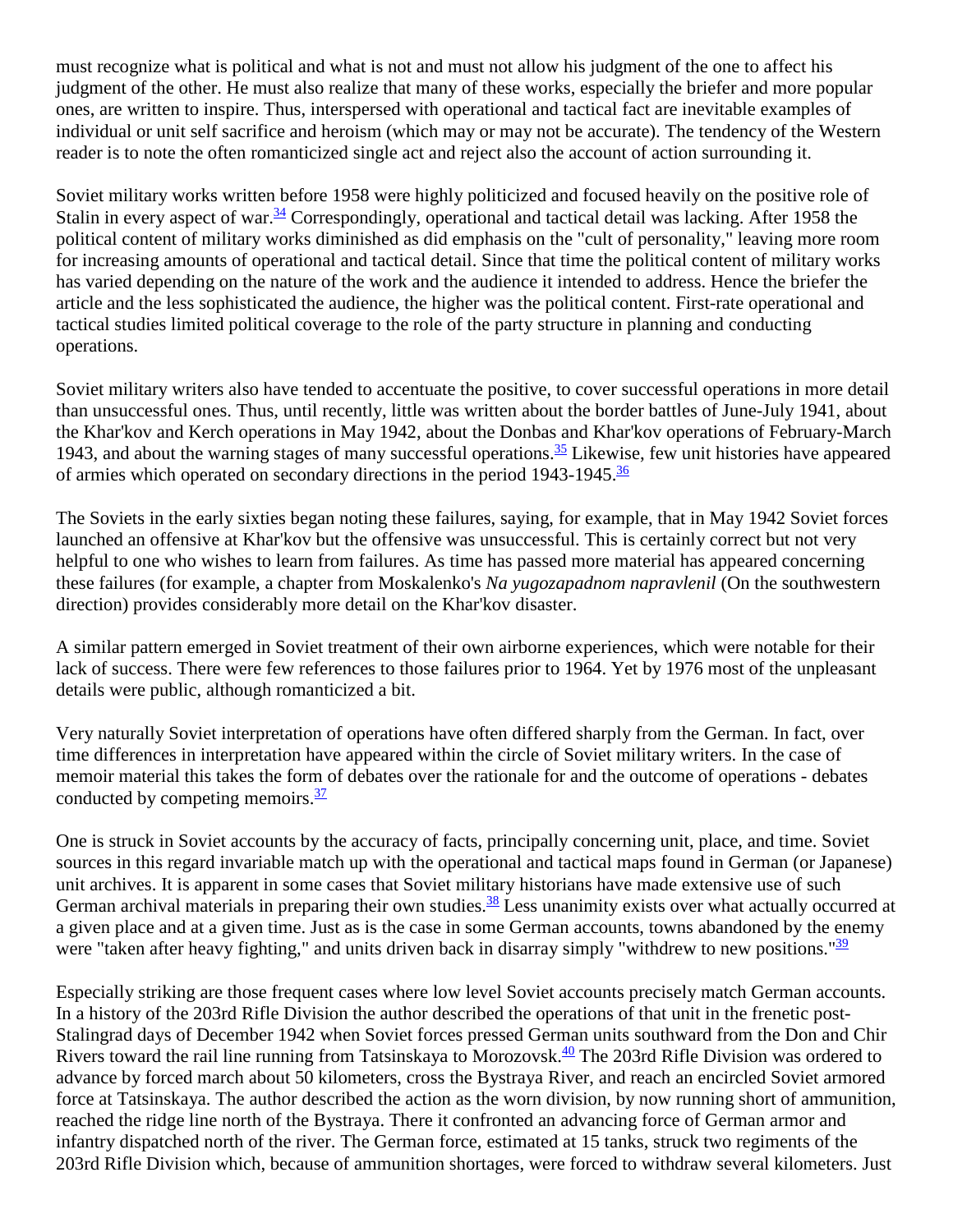must recognize what is political and what is not and must not allow his judgment of the one to affect his judgment of the other. He must also realize that many of these works, especially the briefer and more popular ones, are written to inspire. Thus, interspersed with operational and tactical fact are inevitable examples of individual or unit self sacrifice and heroism (which may or may not be accurate). The tendency of the Western reader is to note the often romanticized single act and reject also the account of action surrounding it.

Soviet military works written before 1958 were highly politicized and focused heavily on the positive role of Stalin in every aspect of war.[34] Correspondingly, operational and tactical detail was lacking. After 1958 the political content of military works diminished as did emphasis on the "cult of personality," leaving more room for increasing amounts of operational and tactical detail. Since that time the political content of military works has varied depending on the nature of the work and the audience it intended to address. Hence the briefer the article and the less sophisticated the audience, the higher was the political content. First-rate operational and tactical studies limited political coverage to the role of the party structure in planning and conducting operations.

Soviet military writers also have tended to accentuate the positive, to cover successful operations in more detail than unsuccessful ones. Thus, until recently, little was written about the border battles of June-July 1941, about the Khar'kov and Kerch operations in May 1942, about the Donbas and Khar'kov operations of February-March 1943, and about the warning stages of many successful operations.[35] Likewise, few unit histories have appeared of armies which operated on secondary directions in the period 1943-1945.[36]

The Soviets in the early sixties began noting these failures, saying, for example, that in May 1942 Soviet forces launched an offensive at Khar'kov but the offensive was unsuccessful. This is certainly correct but not very helpful to one who wishes to learn from failures. As time has passed more material has appeared concerning these failures (for example, a chapter from Moskalenko's *Na yugozapadnom napravlenil* (On the southwestern direction) provides considerably more detail on the Khar'kov disaster.

A similar pattern emerged in Soviet treatment of their own airborne experiences, which were notable for their lack of success. There were few references to those failures prior to 1964. Yet by 1976 most of the unpleasant details were public, although romanticized a bit.

Very naturally Soviet interpretation of operations have often differed sharply from the German. In fact, over time differences in interpretation have appeared within the circle of Soviet military writers. In the case of memoir material this takes the form of debates over the rationale for and the outcome of operations - debates conducted by competing memoirs.[37]

One is struck in Soviet accounts by the accuracy of facts, principally concerning unit, place, and time. Soviet sources in this regard invariable match up with the operational and tactical maps found in German (or Japanese) unit archives. It is apparent in some cases that Soviet military historians have made extensive use of such German archival materials in preparing their own studies.[38] Less unanimity exists over what actually occurred at a given place and at a given time. Just as is the case in some German accounts, towns abandoned by the enemy were "taken after heavy fighting," and units driven back in disarray simply "withdrew to new positions."[39]

Especially striking are those frequent cases where low level Soviet accounts precisely match German accounts. In a history of the 203rd Rifle Division the author described the operations of that unit in the frenetic post-Stalingrad days of December 1942 when Soviet forces pressed German units southward from the Don and Chir Rivers toward the rail line running from Tatsinskaya to Morozovsk.[40] The 203rd Rifle Division was ordered to advance by forced march about 50 kilometers, cross the Bystraya River, and reach an encircled Soviet armored force at Tatsinskaya. The author described the action as the worn division, by now running short of ammunition, reached the ridge line north of the Bystraya. There it confronted an advancing force of German armor and infantry dispatched north of the river. The German force, estimated at 15 tanks, struck two regiments of the 203rd Rifle Division which, because of ammunition shortages, were forced to withdraw several kilometers. Just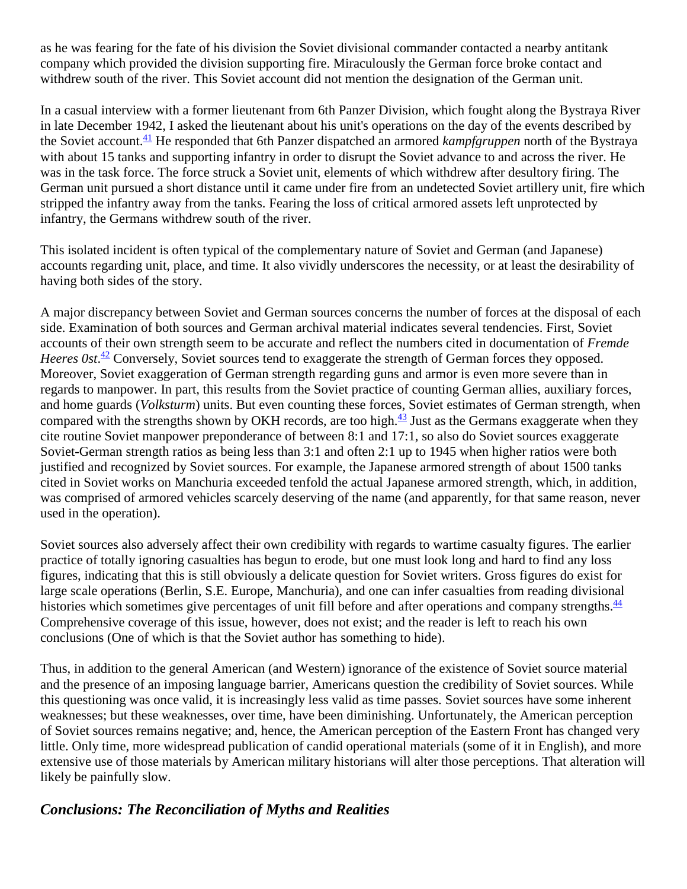as he was fearing for the fate of his division the Soviet divisional commander contacted a nearby antitank company which provided the division supporting fire. Miraculously the German force broke contact and withdrew south of the river. This Soviet account did not mention the designation of the German unit.

In a casual interview with a former lieutenant from 6th Panzer Division, which fought along the Bystraya River in late December 1942, I asked the lieutenant about his unit's operations on the day of the events described by the Soviet account.[41] He responded that 6th Panzer dispatched an armored *kampfgruppen* north of the Bystraya with about 15 tanks and supporting infantry in order to disrupt the Soviet advance to and across the river. He was in the task force. The force struck a Soviet unit, elements of which withdrew after desultory firing. The German unit pursued a short distance until it came under fire from an undetected Soviet artillery unit, fire which stripped the infantry away from the tanks. Fearing the loss of critical armored assets left unprotected by infantry, the Germans withdrew south of the river.

This isolated incident is often typical of the complementary nature of Soviet and German (and Japanese) accounts regarding unit, place, and time. It also vividly underscores the necessity, or at least the desirability of having both sides of the story.

A major discrepancy between Soviet and German sources concerns the number of forces at the disposal of each side. Examination of both sources and German archival material indicates several tendencies. First, Soviet accounts of their own strength seem to be accurate and reflect the numbers cited in documentation of *Fremde Heeres 0st*.[42] Conversely, Soviet sources tend to exaggerate the strength of German forces they opposed. Moreover, Soviet exaggeration of German strength regarding guns and armor is even more severe than in regards to manpower. In part, this results from the Soviet practice of counting German allies, auxiliary forces, and home guards (*Volksturm*) units. But even counting these forces, Soviet estimates of German strength, when compared with the strengths shown by OKH records, are too high.[43] Just as the Germans exaggerate when they cite routine Soviet manpower preponderance of between 8:1 and 17:1, so also do Soviet sources exaggerate Soviet-German strength ratios as being less than 3:1 and often 2:1 up to 1945 when higher ratios were both justified and recognized by Soviet sources. For example, the Japanese armored strength of about 1500 tanks cited in Soviet works on Manchuria exceeded tenfold the actual Japanese armored strength, which, in addition, was comprised of armored vehicles scarcely deserving of the name (and apparently, for that same reason, never used in the operation).

Soviet sources also adversely affect their own credibility with regards to wartime casualty figures. The earlier practice of totally ignoring casualties has begun to erode, but one must look long and hard to find any loss figures, indicating that this is still obviously a delicate question for Soviet writers. Gross figures do exist for large scale operations (Berlin, S.E. Europe, Manchuria), and one can infer casualties from reading divisional histories which sometimes give percentages of unit fill before and after operations and company strengths.[44] Comprehensive coverage of this issue, however, does not exist; and the reader is left to reach his own conclusions (One of which is that the Soviet author has something to hide).

Thus, in addition to the general American (and Western) ignorance of the existence of Soviet source material and the presence of an imposing language barrier, Americans question the credibility of Soviet sources. While this questioning was once valid, it is increasingly less valid as time passes. Soviet sources have some inherent weaknesses; but these weaknesses, over time, have been diminishing. Unfortunately, the American perception of Soviet sources remains negative; and, hence, the American perception of the Eastern Front has changed very little. Only time, more widespread publication of candid operational materials (some of it in English), and more extensive use of those materials by American military historians will alter those perceptions. That alteration will likely be painfully slow.

## *Conclusions: The Reconciliation of Myths and Realities*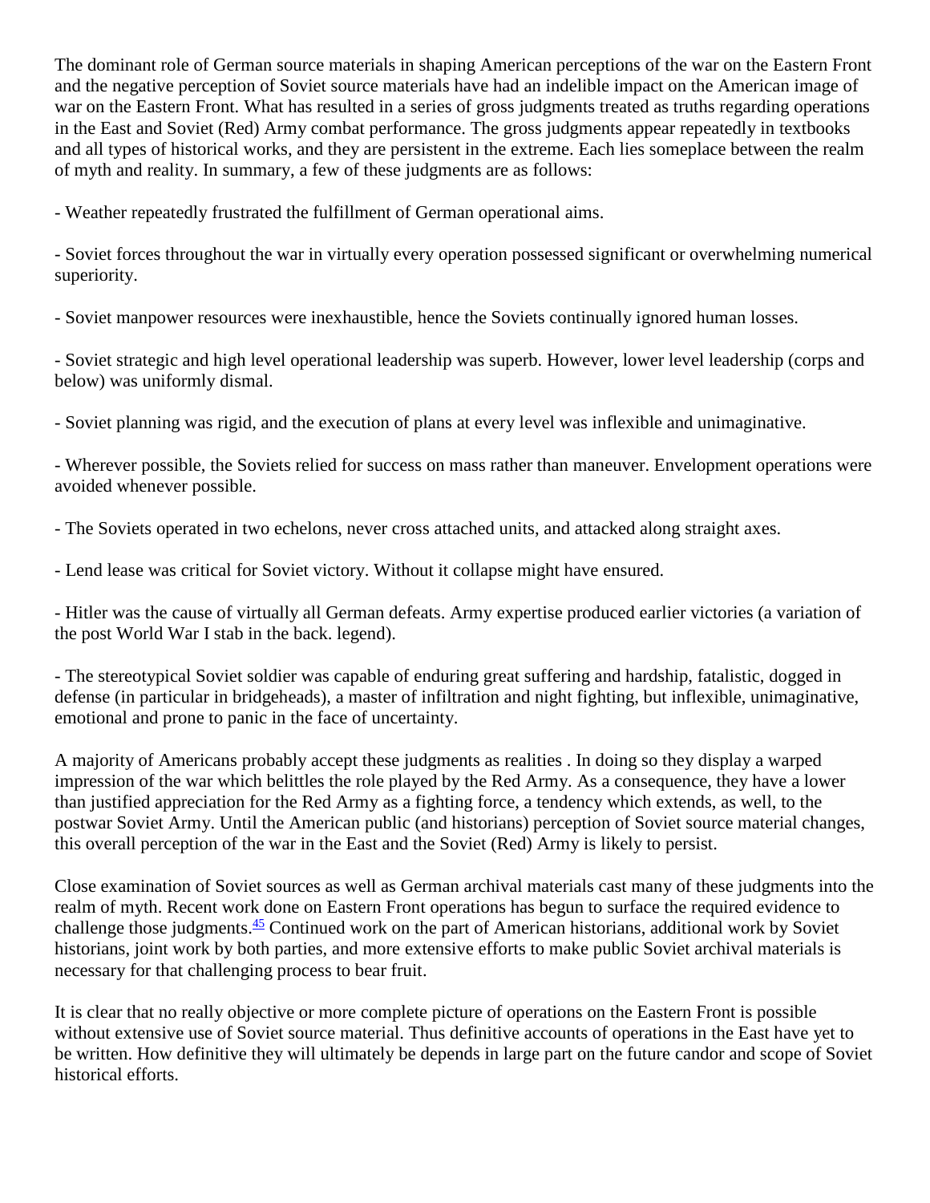The dominant role of German source materials in shaping American perceptions of the war on the Eastern Front and the negative perception of Soviet source materials have had an indelible impact on the American image of war on the Eastern Front. What has resulted in a series of gross judgments treated as truths regarding operations in the East and Soviet (Red) Army combat performance. The gross judgments appear repeatedly in textbooks and all types of historical works, and they are persistent in the extreme. Each lies someplace between the realm of myth and reality. In summary, a few of these judgments are as follows:

- Weather repeatedly frustrated the fulfillment of German operational aims.

- Soviet forces throughout the war in virtually every operation possessed significant or overwhelming numerical superiority.

- Soviet manpower resources were inexhaustible, hence the Soviets continually ignored human losses.

- Soviet strategic and high level operational leadership was superb. However, lower level leadership (corps and below) was uniformly dismal.

- Soviet planning was rigid, and the execution of plans at every level was inflexible and unimaginative.

- Wherever possible, the Soviets relied for success on mass rather than maneuver. Envelopment operations were avoided whenever possible.

- The Soviets operated in two echelons, never cross attached units, and attacked along straight axes.

- Lend lease was critical for Soviet victory. Without it collapse might have ensured.

- Hitler was the cause of virtually all German defeats. Army expertise produced earlier victories (a variation of the post World War I stab in the back. legend).

- The stereotypical Soviet soldier was capable of enduring great suffering and hardship, fatalistic, dogged in defense (in particular in bridgeheads), a master of infiltration and night fighting, but inflexible, unimaginative, emotional and prone to panic in the face of uncertainty.

A majority of Americans probably accept these judgments as realities . In doing so they display a warped impression of the war which belittles the role played by the Red Army. As a consequence, they have a lower than justified appreciation for the Red Army as a fighting force, a tendency which extends, as well, to the postwar Soviet Army. Until the American public (and historians) perception of Soviet source material changes, this overall perception of the war in the East and the Soviet (Red) Army is likely to persist.

Close examination of Soviet sources as well as German archival materials cast many of these judgments into the realm of myth. Recent work done on Eastern Front operations has begun to surface the required evidence to challenge those judgments.[45] Continued work on the part of American historians, additional work by Soviet historians, joint work by both parties, and more extensive efforts to make public Soviet archival materials is necessary for that challenging process to bear fruit.

It is clear that no really objective or more complete picture of operations on the Eastern Front is possible without extensive use of Soviet source material. Thus definitive accounts of operations in the East have yet to be written. How definitive they will ultimately be depends in large part on the future candor and scope of Soviet historical efforts.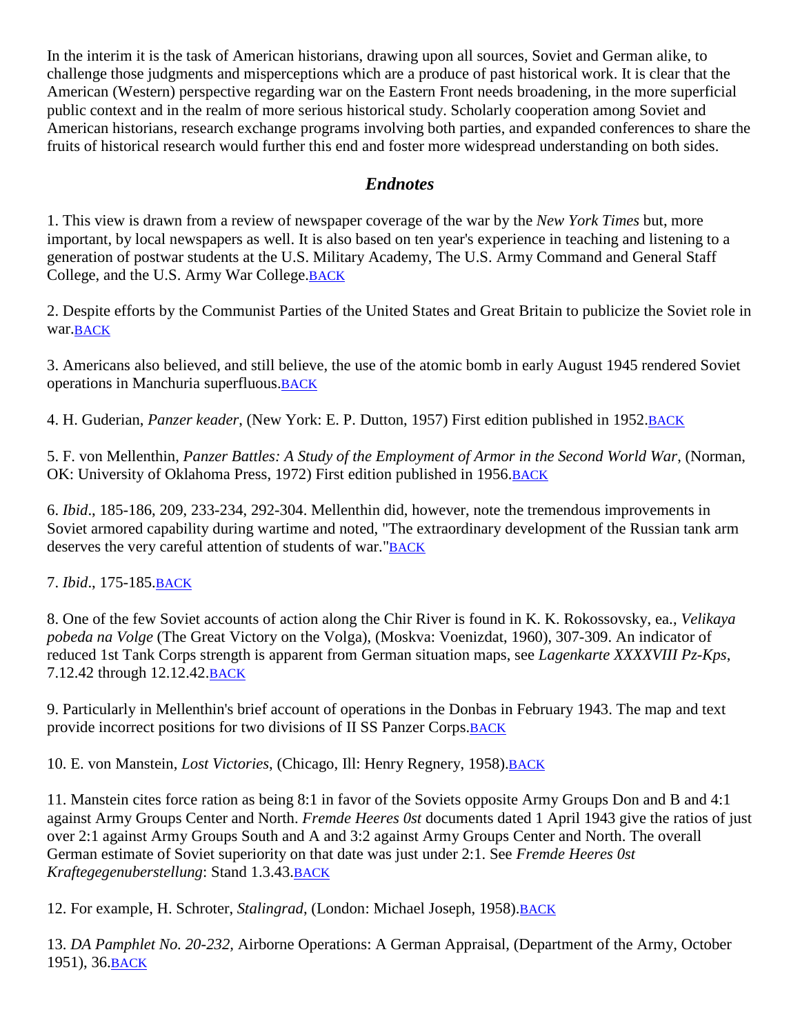In the interim it is the task of American historians, drawing upon all sources, Soviet and German alike, to challenge those judgments and misperceptions which are a produce of past historical work. It is clear that the American (Western) perspective regarding war on the Eastern Front needs broadening, in the more superficial public context and in the realm of more serious historical study. Scholarly cooperation among Soviet and American historians, research exchange programs involving both parties, and expanded conferences to share the fruits of historical research would further this end and foster more widespread understanding on both sides.

### *Endnotes*

1. This view is drawn from a review of newspaper coverage of the war by the *New York Times* but, more important, by local newspapers as well. It is also based on ten year's experience in teaching and listening to a generation of postwar students at the U.S. Military Academy, The U.S. Army Command and General Staff College, and the U.S. Army War College.BACK

2. Despite efforts by the Communist Parties of the United States and Great Britain to publicize the Soviet role in war.BACK

3. Americans also believed, and still believe, the use of the atomic bomb in early August 1945 rendered Soviet operations in Manchuria superfluous.BACK

4. H. Guderian, *Panzer keader*, (New York: E. P. Dutton, 1957) First edition published in 1952.BACK

5. F. von Mellenthin, *Panzer Battles: A Study of the Employment of Armor in the Second World War*, (Norman, OK: University of Oklahoma Press, 1972) First edition published in 1956.BACK

6. *Ibid*., 185-186, 209, 233-234, 292-304. Mellenthin did, however, note the tremendous improvements in Soviet armored capability during wartime and noted, "The extraordinary development of the Russian tank arm deserves the very careful attention of students of war."BACK

7. *Ibid*., 175-185.BACK

8. One of the few Soviet accounts of action along the Chir River is found in K. K. Rokossovsky, ea., *Velikaya pobeda na Volge* (The Great Victory on the Volga), (Moskva: Voenizdat, 1960), 307-309. An indicator of reduced 1st Tank Corps strength is apparent from German situation maps, see *Lagenkarte XXXXVIII Pz-Kps*, 7.12.42 through 12.12.42.BACK

9. Particularly in Mellenthin's brief account of operations in the Donbas in February 1943. The map and text provide incorrect positions for two divisions of II SS Panzer Corps.BACK

10. E. von Manstein, *Lost Victories*, (Chicago, Ill: Henry Regnery, 1958).BACK

11. Manstein cites force ration as being 8:1 in favor of the Soviets opposite Army Groups Don and B and 4:1 against Army Groups Center and North. *Fremde Heeres 0st* documents dated 1 April 1943 give the ratios of just over 2:1 against Army Groups South and A and 3:2 against Army Groups Center and North. The overall German estimate of Soviet superiority on that date was just under 2:1. See *Fremde Heeres 0st Kraftegegenuberstellung*: Stand 1.3.43.BACK

12. For example, H. Schroter, *Stalingrad*, (London: Michael Joseph, 1958).BACK

13. *DA Pamphlet No. 20-232,* Airborne Operations: A German Appraisal, (Department of the Army, October 1951), 36.BACK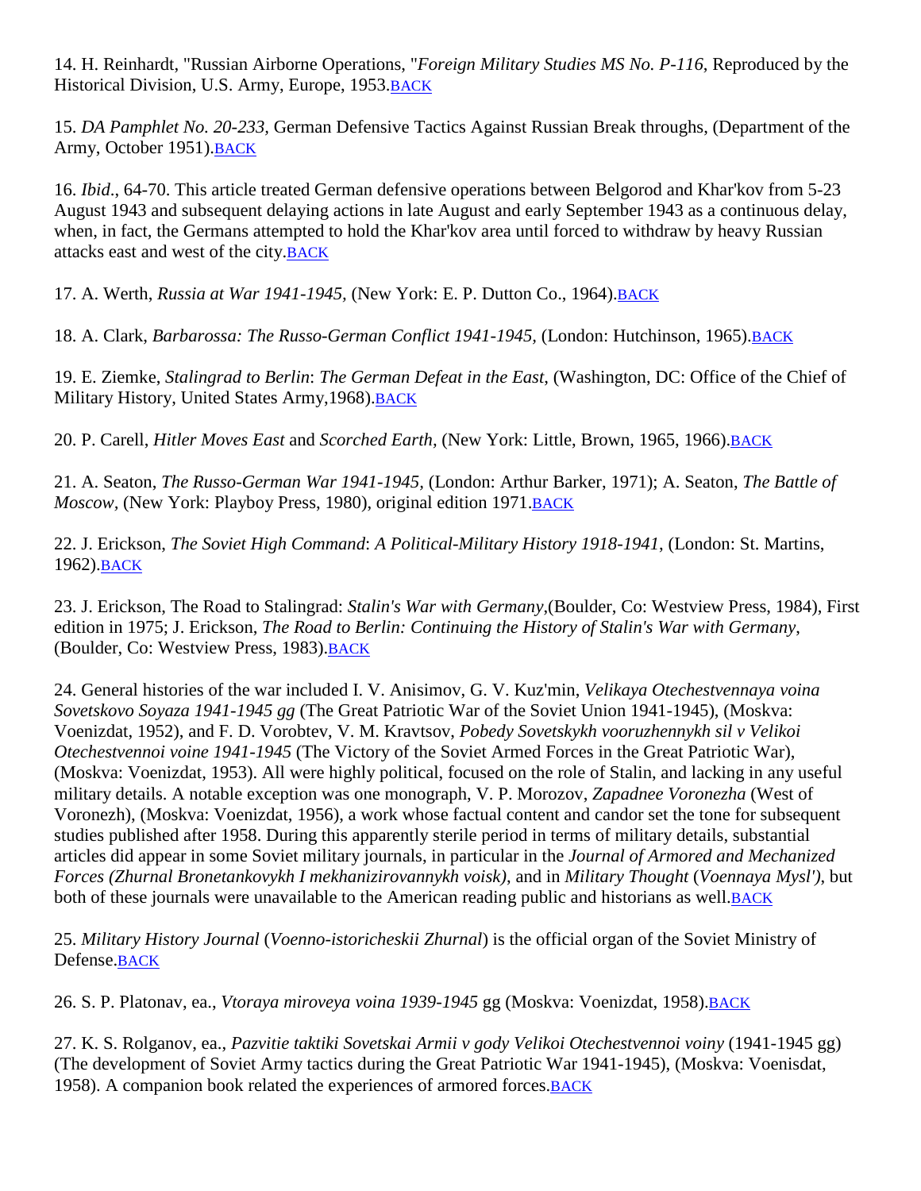14. H. Reinhardt, "Russian Airborne Operations, "*Foreign Military Studies MS No. P-116*, Reproduced by the Historical Division, U.S. Army, Europe, 1953.BACK

15. *DA Pamphlet No. 20-233*, German Defensive Tactics Against Russian Break throughs, (Department of the Army, October 1951).BACK

16. *Ibid*., 64-70. This article treated German defensive operations between Belgorod and Khar'kov from 5-23 August 1943 and subsequent delaying actions in late August and early September 1943 as a continuous delay, when, in fact, the Germans attempted to hold the Khar'kov area until forced to withdraw by heavy Russian attacks east and west of the city.BACK

17. A. Werth, *Russia at War 1941-1945*, (New York: E. P. Dutton Co., 1964).BACK

18. A. Clark, *Barbarossa: The Russo-German Conflict 1941-1945*, (London: Hutchinson, 1965).BACK

19. E. Ziemke, *Stalingrad to Berlin*: *The German Defeat in the East*, (Washington, DC: Office of the Chief of Military History, United States Army,1968).BACK

20. P. Carell, *Hitler Moves East* and *Scorched Earth*, (New York: Little, Brown, 1965, 1966).BACK

21. A. Seaton, *The Russo-German War 1941-1945*, (London: Arthur Barker, 1971); A. Seaton, *The Battle of Moscow*, (New York: Playboy Press, 1980), original edition 1971.BACK

22. J. Erickson, *The Soviet High Command*: *A Political-Military History 1918-1941*, (London: St. Martins, 1962).BACK

23. J. Erickson, The Road to Stalingrad: *Stalin's War with Germany*,(Boulder, Co: Westview Press, 1984), First edition in 1975; J. Erickson, *The Road to Berlin: Continuing the History of Stalin's War with Germany*, (Boulder, Co: Westview Press, 1983).BACK

24. General histories of the war included I. V. Anisimov, G. V. Kuz'min, *Velikaya Otechestvennaya voina Sovetskovo Soyaza 1941-1945 gg* (The Great Patriotic War of the Soviet Union 1941-1945), (Moskva: Voenizdat, 1952), and F. D. Vorobtev, V. M. Kravtsov, *Pobedy Sovetskykh vooruzhennykh sil v Velikoi Otechestvennoi voine 1941-1945* (The Victory of the Soviet Armed Forces in the Great Patriotic War), (Moskva: Voenizdat, 1953). All were highly political, focused on the role of Stalin, and lacking in any useful military details. A notable exception was one monograph, V. P. Morozov, *Zapadnee Voronezha* (West of Voronezh), (Moskva: Voenizdat, 1956), a work whose factual content and candor set the tone for subsequent studies published after 1958. During this apparently sterile period in terms of military details, substantial articles did appear in some Soviet military journals, in particular in the *Journal of Armored and Mechanized Forces (Zhurnal Bronetankovykh I mekhanizirovannykh voisk)*, and in *Military Thought* (*Voennaya Mysl')*, but both of these journals were unavailable to the American reading public and historians as well.BACK

25. *Military History Journal* (*Voenno-istoricheskii Zhurnal*) is the official organ of the Soviet Ministry of Defense.BACK

26. S. P. Platonav, ea., *Vtoraya miroveya voina 1939-1945* gg (Moskva: Voenizdat, 1958).BACK

27. K. S. Rolganov, ea., *Pazvitie taktiki Sovetskai Armii v gody Velikoi Otechestvennoi voiny* (1941-1945 gg) (The development of Soviet Army tactics during the Great Patriotic War 1941-1945), (Moskva: Voenisdat, 1958). A companion book related the experiences of armored forces.BACK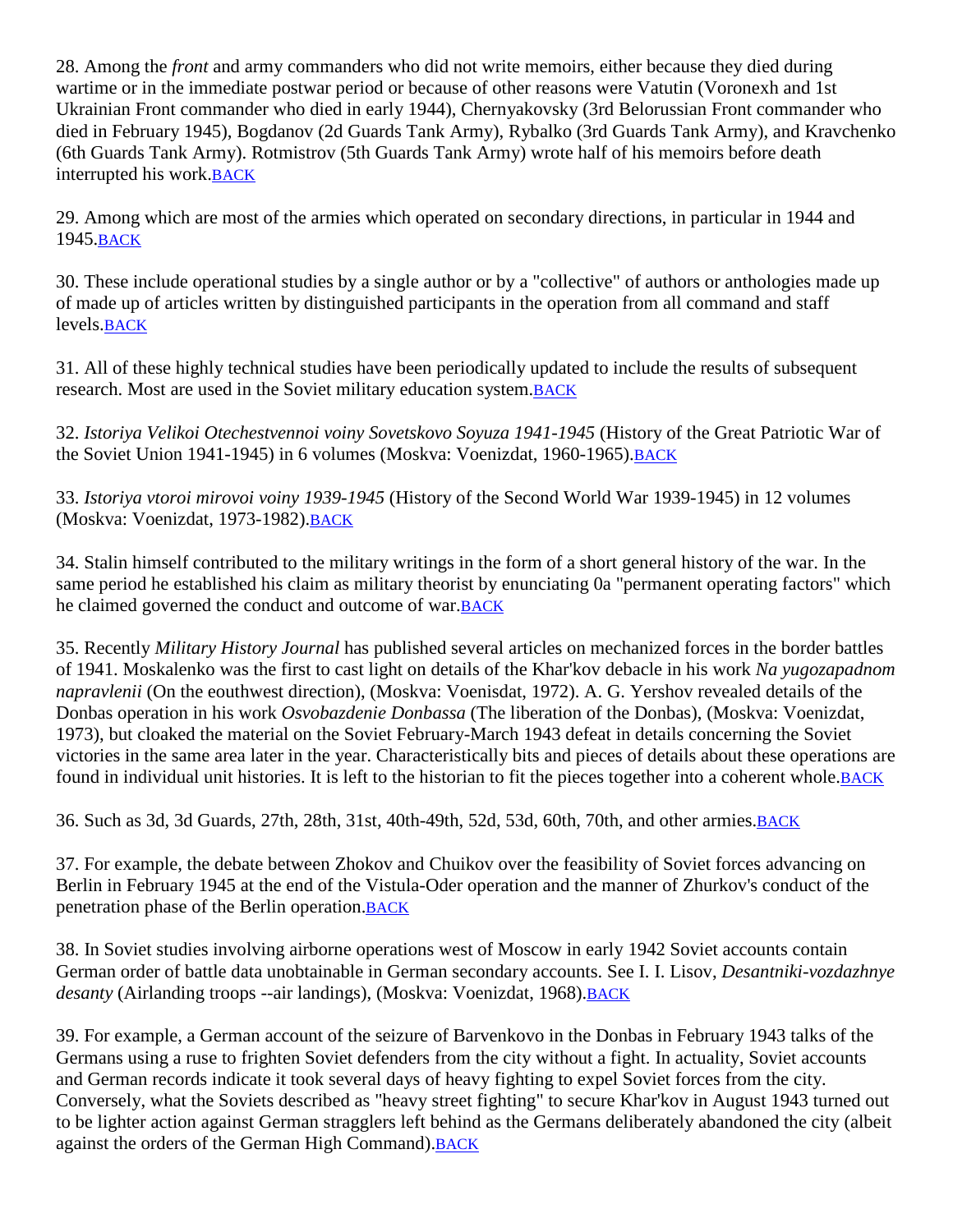28. Among the *front* and army commanders who did not write memoirs, either because they died during wartime or in the immediate postwar period or because of other reasons were Vatutin (Voronexh and 1st Ukrainian Front commander who died in early 1944), Chernyakovsky (3rd Belorussian Front commander who died in February 1945), Bogdanov (2d Guards Tank Army), Rybalko (3rd Guards Tank Army), and Kravchenko (6th Guards Tank Army). Rotmistrov (5th Guards Tank Army) wrote half of his memoirs before death interrupted his work.BACK

29. Among which are most of the armies which operated on secondary directions, in particular in 1944 and 1945.BACK

30. These include operational studies by a single author or by a "collective" of authors or anthologies made up of made up of articles written by distinguished participants in the operation from all command and staff levels.BACK

31. All of these highly technical studies have been periodically updated to include the results of subsequent research. Most are used in the Soviet military education system.BACK

32. *Istoriya Velikoi Otechestvennoi voiny Sovetskovo Soyuza 1941-1945* (History of the Great Patriotic War of the Soviet Union 1941-1945) in 6 volumes (Moskva: Voenizdat, 1960-1965).BACK

33. *Istoriya vtoroi mirovoi voiny 1939-1945* (History of the Second World War 1939-1945) in 12 volumes (Moskva: Voenizdat, 1973-1982).BACK

34. Stalin himself contributed to the military writings in the form of a short general history of the war. In the same period he established his claim as military theorist by enunciating 0a "permanent operating factors" which he claimed governed the conduct and outcome of war.BACK

35. Recently *Military History Journal* has published several articles on mechanized forces in the border battles of 1941. Moskalenko was the first to cast light on details of the Khar'kov debacle in his work *Na yugozapadnom napravlenii* (On the eouthwest direction), (Moskva: Voenisdat, 1972). A. G. Yershov revealed details of the Donbas operation in his work *Osvobazdenie Donbassa* (The liberation of the Donbas), (Moskva: Voenizdat, 1973), but cloaked the material on the Soviet February-March 1943 defeat in details concerning the Soviet victories in the same area later in the year. Characteristically bits and pieces of details about these operations are found in individual unit histories. It is left to the historian to fit the pieces together into a coherent whole.BACK

36. Such as 3d, 3d Guards, 27th, 28th, 31st, 40th-49th, 52d, 53d, 60th, 70th, and other armies.BACK

37. For example, the debate between Zhokov and Chuikov over the feasibility of Soviet forces advancing on Berlin in February 1945 at the end of the Vistula-Oder operation and the manner of Zhurkov's conduct of the penetration phase of the Berlin operation.BACK

38. In Soviet studies involving airborne operations west of Moscow in early 1942 Soviet accounts contain German order of battle data unobtainable in German secondary accounts. See I. I. Lisov, *Desantniki-vozdazhnye desanty* (Airlanding troops --air landings), (Moskva: Voenizdat, 1968).BACK

39. For example, a German account of the seizure of Barvenkovo in the Donbas in February 1943 talks of the Germans using a ruse to frighten Soviet defenders from the city without a fight. In actuality, Soviet accounts and German records indicate it took several days of heavy fighting to expel Soviet forces from the city. Conversely, what the Soviets described as "heavy street fighting" to secure Khar'kov in August 1943 turned out to be lighter action against German stragglers left behind as the Germans deliberately abandoned the city (albeit against the orders of the German High Command).BACK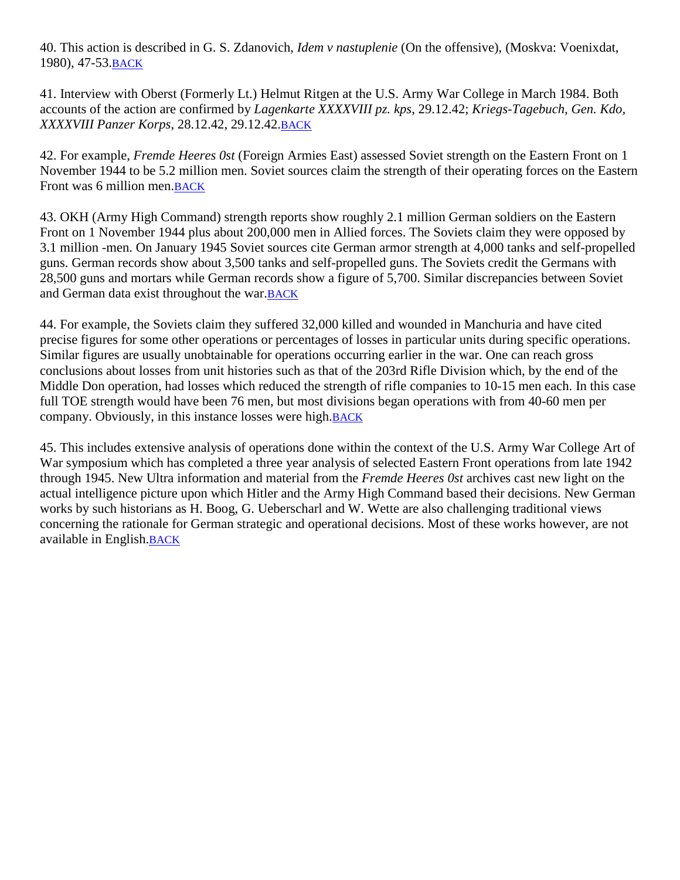40. This action is described in G. S. Zdanovich, *Idem v nastuplenie* (On the offensive), (Moskva: Voenixdat, 1980), 47-53.BACK

41. Interview with Oberst (Formerly Lt.) Helmut Ritgen at the U.S. Army War College in March 1984. Both accounts of the action are confirmed by *Lagenkarte XXXXVIII pz. kps*, 29.12.42; *Kriegs-Tagebuch, Gen. Kdo, XXXXVIII Panzer Korps*, 28.12.42, 29.12.42.BACK

42. For example, *Fremde Heeres 0st* (Foreign Armies East) assessed Soviet strength on the Eastern Front on 1 November 1944 to be 5.2 million men. Soviet sources claim the strength of their operating forces on the Eastern Front was 6 million men.BACK

43. OKH (Army High Command) strength reports show roughly 2.1 million German soldiers on the Eastern Front on 1 November 1944 plus about 200,000 men in Allied forces. The Soviets claim they were opposed by 3.1 million -men. On January 1945 Soviet sources cite German armor strength at 4,000 tanks and self-propelled guns. German records show about 3,500 tanks and self-propelled guns. The Soviets credit the Germans with 28,500 guns and mortars while German records show a figure of 5,700. Similar discrepancies between Soviet and German data exist throughout the war.BACK

44. For example, the Soviets claim they suffered 32,000 killed and wounded in Manchuria and have cited precise figures for some other operations or percentages of losses in particular units during specific operations. Similar figures are usually unobtainable for operations occurring earlier in the war. One can reach gross conclusions about losses from unit histories such as that of the 203rd Rifle Division which, by the end of the Middle Don operation, had losses which reduced the strength of rifle companies to 10-15 men each. In this case full TOE strength would have been 76 men, but most divisions began operations with from 40-60 men per company. Obviously, in this instance losses were high.BACK

45. This includes extensive analysis of operations done within the context of the U.S. Army War College Art of War symposium which has completed a three year analysis of selected Eastern Front operations from late 1942 through 1945. New Ultra information and material from the *Fremde Heeres 0st* archives cast new light on the actual intelligence picture upon which Hitler and the Army High Command based their decisions. New German works by such historians as H. Boog, G. Ueberscharl and W. Wette are also challenging traditional views concerning the rationale for German strategic and operational decisions. Most of these works however, are not available in English.BACK